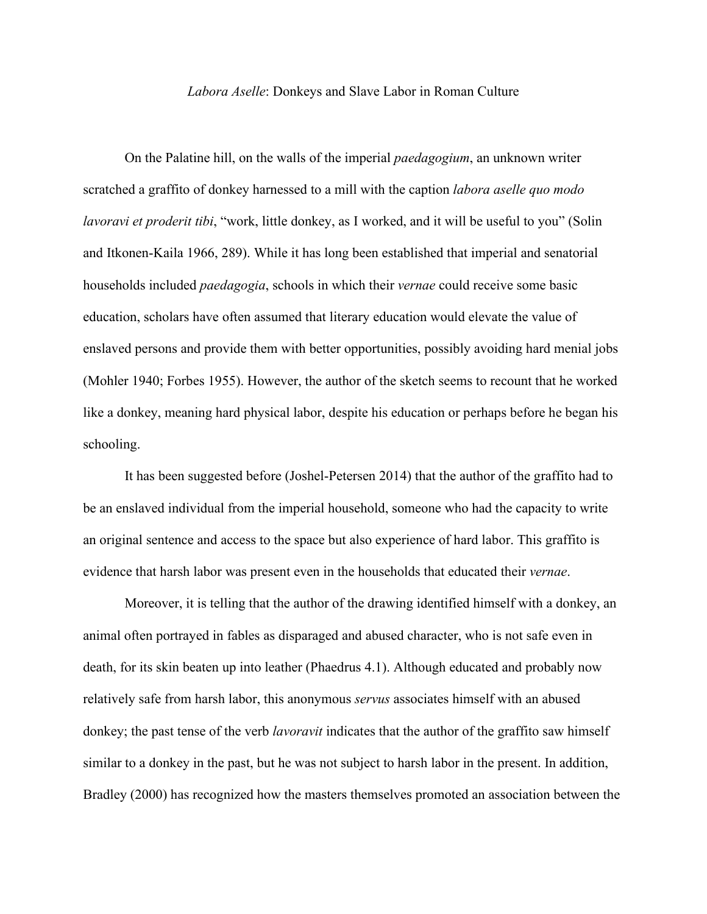# *Labora Aselle*: Donkeys and Slave Labor in Roman Culture

On the Palatine hill, on the walls of the imperial *paedagogium*, an unknown writer scratched a graffito of donkey harnessed to a mill with the caption *labora aselle quo modo lavoravi et proderit tibi*, "work, little donkey, as I worked, and it will be useful to you" (Solin and Itkonen-Kaila 1966, 289). While it has long been established that imperial and senatorial households included *paedagogia*, schools in which their *vernae* could receive some basic education, scholars have often assumed that literary education would elevate the value of enslaved persons and provide them with better opportunities, possibly avoiding hard menial jobs (Mohler 1940; Forbes 1955). However, the author of the sketch seems to recount that he worked like a donkey, meaning hard physical labor, despite his education or perhaps before he began his schooling.

It has been suggested before (Joshel-Petersen 2014) that the author of the graffito had to be an enslaved individual from the imperial household, someone who had the capacity to write an original sentence and access to the space but also experience of hard labor. This graffito is evidence that harsh labor was present even in the households that educated their *vernae*.

Moreover, it is telling that the author of the drawing identified himself with a donkey, an animal often portrayed in fables as disparaged and abused character, who is not safe even in death, for its skin beaten up into leather (Phaedrus 4.1). Although educated and probably now relatively safe from harsh labor, this anonymous *servus* associates himself with an abused donkey; the past tense of the verb *lavoravit* indicates that the author of the graffito saw himself similar to a donkey in the past, but he was not subject to harsh labor in the present. In addition, Bradley (2000) has recognized how the masters themselves promoted an association between the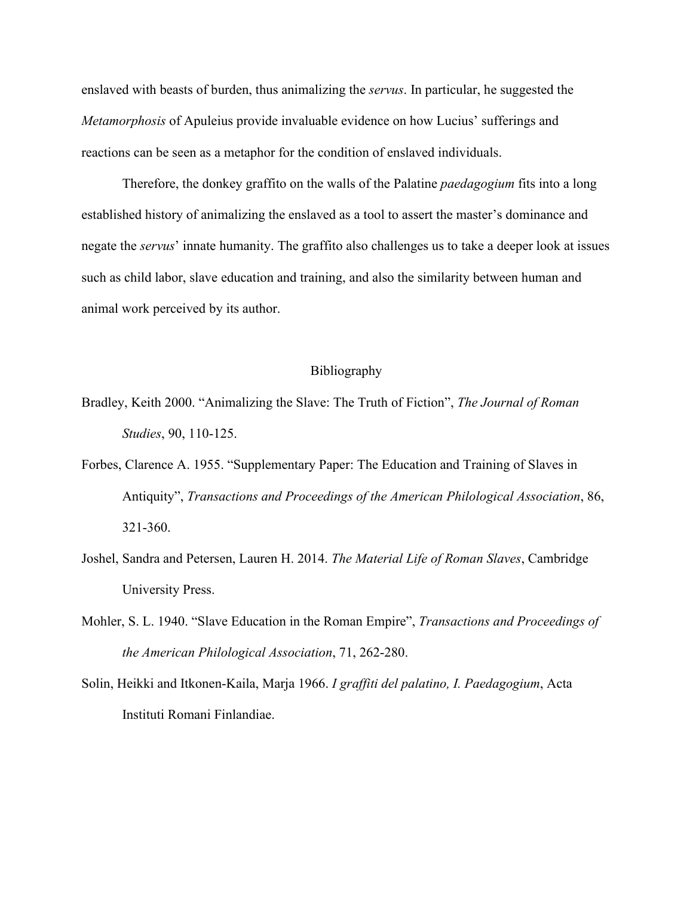enslaved with beasts of burden, thus animalizing the *servus*. In particular, he suggested the *Metamorphosis* of Apuleius provide invaluable evidence on how Lucius' sufferings and reactions can be seen as a metaphor for the condition of enslaved individuals.

Therefore, the donkey graffito on the walls of the Palatine *paedagogium* fits into a long established history of animalizing the enslaved as a tool to assert the master's dominance and negate the *servus*' innate humanity. The graffito also challenges us to take a deeper look at issues such as child labor, slave education and training, and also the similarity between human and animal work perceived by its author.

## Bibliography

Bradley, Keith 2000. "Animalizing the Slave: The Truth of Fiction", *The Journal of Roman Studies*, 90, 110-125.

Forbes, Clarence A. 1955. "Supplementary Paper: The Education and Training of Slaves in Antiquity", *Transactions and Proceedings of the American Philological Association*, 86, 321-360.

Joshel, Sandra and Petersen, Lauren H. 2014. *The Material Life of Roman Slaves*, Cambridge University Press.

Mohler, S. L. 1940. "Slave Education in the Roman Empire", *Transactions and Proceedings of the American Philological Association*, 71, 262-280.

Solin, Heikki and Itkonen-Kaila, Marja 1966. *I graffiti del palatino, I. Paedagogium*, Acta Instituti Romani Finlandiae.